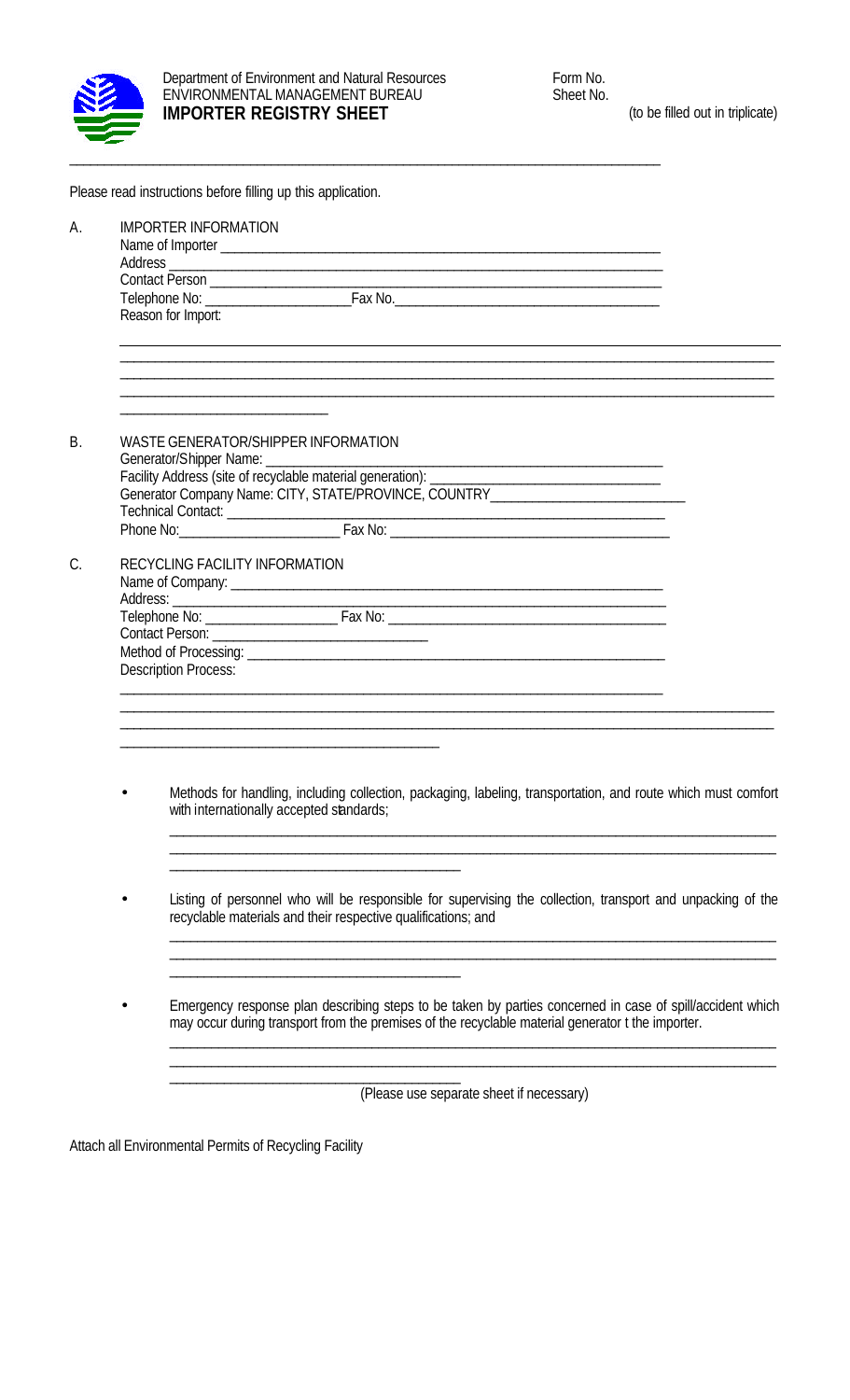Department of Environment and Natural Resources
ENVIRONMENTAL MANAGEMENT BUREAU
**IMPORTER REGISTRY SHEET**

Form No.
Sheet No.

(to be filled out in triplicate)

Please read instructions before filling up this application.

A. IMPORTER INFORMATION

Name of Importer ____________________________________________

Address ____________________________________________

Contact Person ____________________________________________

Telephone No: ____________________ Fax No. ____________________

Reason for Import:

____________________________________________

____________________________________________

____________________________________________

____________________________________________

B. WASTE GENERATOR/SHIPPER INFORMATION

Generator/Shipper Name: ____________________________________________

Facility Address (site of recyclable material generation): ____________________

Generator Company Name: CITY, STATE/PROVINCE, COUNTRY____________________

Technical Contact: ____________________________________________

Phone No: ____________________ Fax No: ____________________

C. RECYCLING FACILITY INFORMATION

Name of Company: ____________________________________________

Address: ____________________________________________

Telephone No: ____________________ Fax No: ____________________

Contact Person: ____________________

Method of Processing: ____________________________________________

Description Process:

____________________________________________

____________________________________________

____________________________________________

____________________________________________

- Methods for handling, including collection, packaging, labeling, transportation, and route which must comfort with internationally accepted standards;

  ____________________________________________

  ____________________________________________

  ____________________________________________

- Listing of personnel who will be responsible for supervising the collection, transport and unpacking of the recyclable materials and their respective qualifications; and

  ____________________________________________

  ____________________________________________

  ____________________________________________

- Emergency response plan describing steps to be taken by parties concerned in case of spill/accident which may occur during transport from the premises of the recyclable material generator t the importer.

  ____________________________________________

  ____________________________________________

  ____________________________________________

(Please use separate sheet if necessary)

Attach all Environmental Permits of Recycling Facility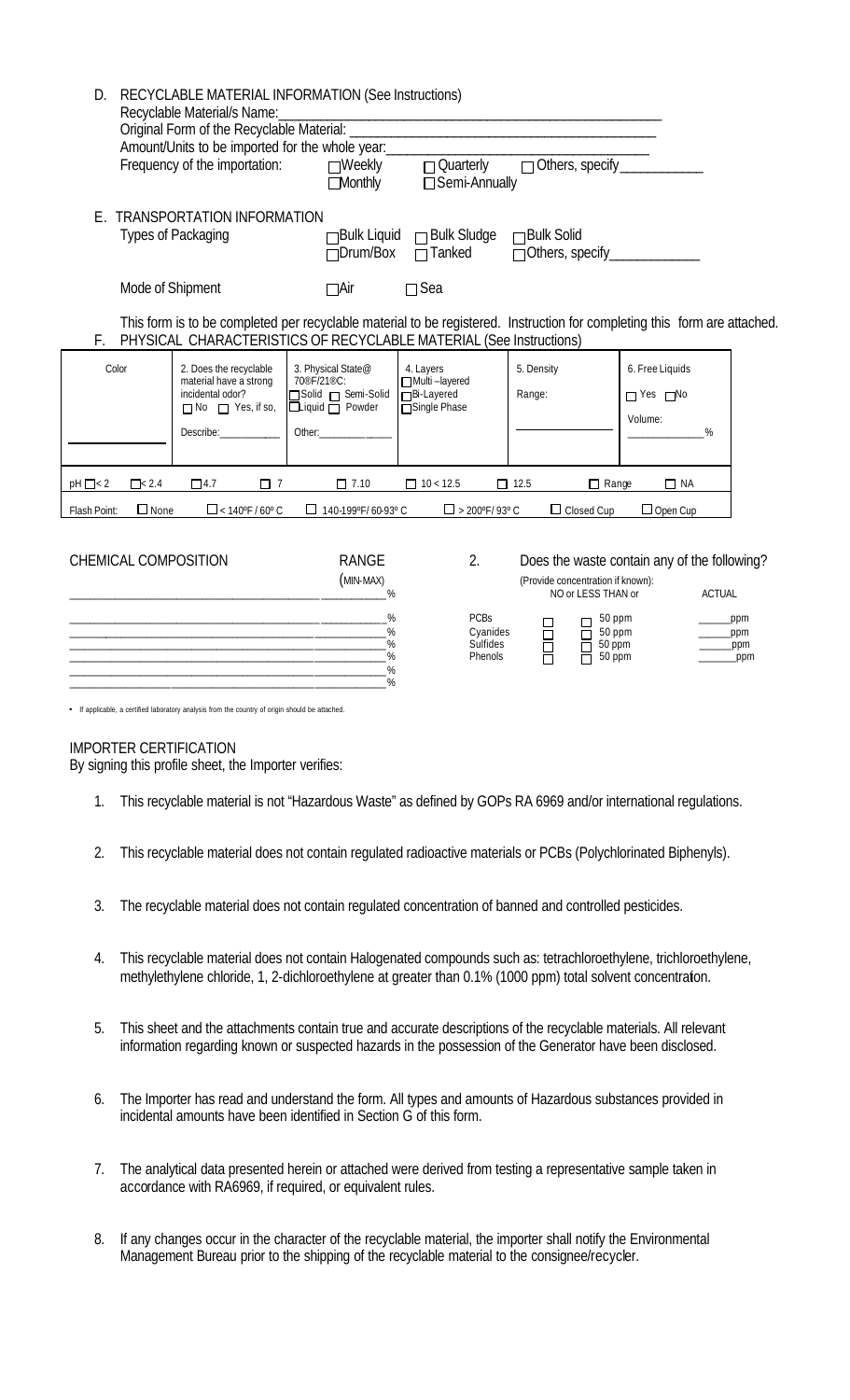D. RECYCLABLE MATERIAL INFORMATION (See Instructions)

Recyclable Material/s Name: ______________________________________________

Original Form of the Recyclable Material: ______________________________________________

Amount/Units to be imported for the whole year: ______________________________________

Frequency of the importation: ☐ Weekly ☐ Monthly ☐ Quarterly ☐ Semi-Annually ☐ Others, specify____________

E. TRANSPORTATION INFORMATION

Types of Packaging ☐ Bulk Liquid ☐ Drum/Box ☐ Bulk Sludge ☐ Tanked ☐ Bulk Solid ☐ Others, specify_____________

Mode of Shipment ☐ Air ☐ Sea

This form is to be completed per recyclable material to be registered. Instruction for completing this form are attached.

F. PHYSICAL CHARACTERISTICS OF RECYCLABLE MATERIAL (See Instructions)

| Color | 2. Does the recyclable material have a strong incidental odor? | 3. Physical State@ 70®F/21®C: | 4. Layers | 5. Density | 6. Free Liquids |
|---|---|---|---|---|---|
| ____________ | ☐ No ☐ Yes, if so, Describe:___________ | ☐ Solid ☐ Semi-Solid ☐ Liquid ☐ Powder Other:_____________ | ☐ Multi –layered ☐ Bi-Layered ☐ Single Phase | Range: ____________ | ☐ Yes ☐ No Volume: ____________% |

pH ☐ < 2 ☐ < 2.4 ☐ 4.7 ☐ 7 ☐ 7.10 ☐ 10 < 12.5 ☐ 12.5 ☐ Range ☐ NA

Flash Point: ☐ None ☐ < 140ºF / 60º C ☐ 140-199ºF/ 60-93º C ☐ > 200ºF/ 93º C ☐ Closed Cup ☐ Open Cup

| CHEMICAL COMPOSITION | RANGE (MIN-MAX) |
|---|---|
| ______________________________ | ________% |
| ______________________________ | ________% |
| ______________________________ | ________% |
| ______________________________ | ________% |
| ______________________________ | ________% |
| ______________________________ | ________% |
| ______________________________ | ________% |

2. Does the waste contain any of the following? (Provide concentration if known):

| | NO or LESS THAN or | | ACTUAL |
|---|---|---|---|
| PCBs | ☐ | ☐ 50 ppm | ______ppm |
| Cyanides | ☐ | ☐ 50 ppm | ______ppm |
| Sulfides | ☐ | ☐ 50 ppm | ______ppm |
| Phenols | ☐ | ☐ 50 ppm | ______ppm |

- If applicable, a certified laboratory analysis from the country of origin should be attached.

IMPORTER CERTIFICATION

By signing this profile sheet, the Importer verifies:

1. This recyclable material is not "Hazardous Waste" as defined by GOPs RA 6969 and/or international regulations.
2. This recyclable material does not contain regulated radioactive materials or PCBs (Polychlorinated Biphenyls).
3. The recyclable material does not contain regulated concentration of banned and controlled pesticides.
4. This recyclable material does not contain Halogenated compounds such as: tetrachloroethylene, trichloroethylene, methylethylene chloride, 1, 2-dichloroethylene at greater than 0.1% (1000 ppm) total solvent concentration.
5. This sheet and the attachments contain true and accurate descriptions of the recyclable materials. All relevant information regarding known or suspected hazards in the possession of the Generator have been disclosed.
6. The Importer has read and understand the form. All types and amounts of Hazardous substances provided in incidental amounts have been identified in Section G of this form.
7. The analytical data presented herein or attached were derived from testing a representative sample taken in accordance with RA6969, if required, or equivalent rules.
8. If any changes occur in the character of the recyclable material, the importer shall notify the Environmental Management Bureau prior to the shipping of the recyclable material to the consignee/recycler.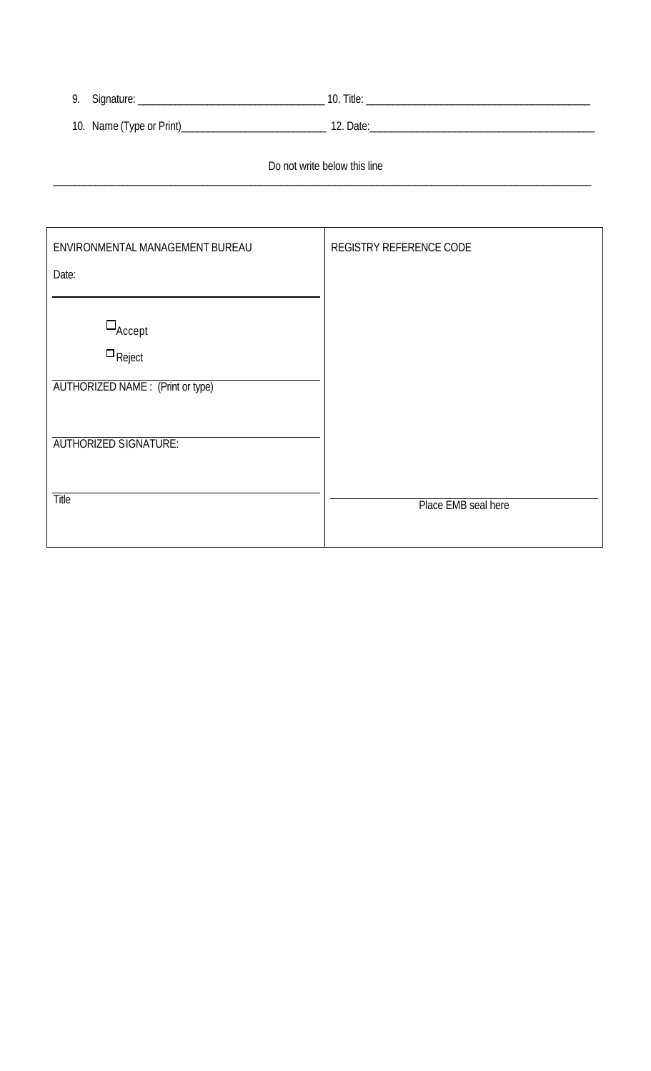9. Signature: ______________________________ 10. Title: ______________________________________

10. Name (Type or Print)________________________ 12. Date:______________________________________

Do not write below this line

---

| ENVIRONMENTAL MANAGEMENT BUREAU | REGISTRY REFERENCE CODE |
|---|---|
| Date: | |
| ☐ Accept<br>☐ Reject | |
| AUTHORIZED NAME : (Print or type) | |
| AUTHORIZED SIGNATURE: | |
| Title | Place EMB seal here |